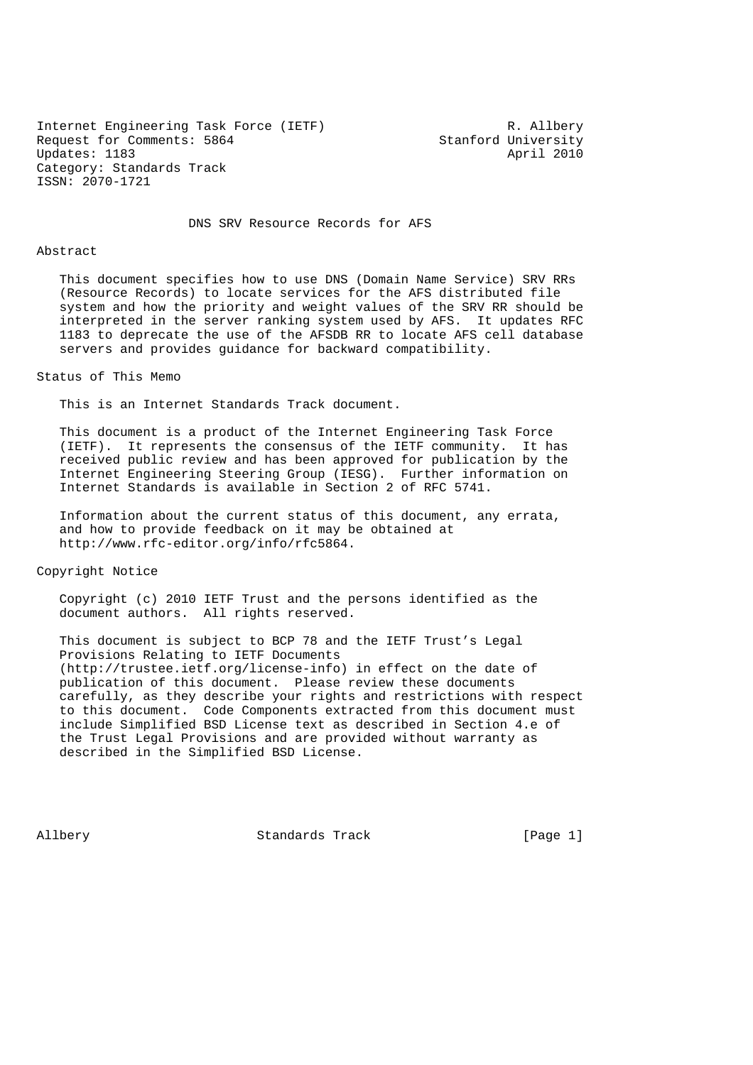Internet Engineering Task Force (IETF) R. Allbery
Request for Comments: 5864 Stanford University
Updates: 1183 April 2010
Category: Standards Track
ISSN: 2070-1721

# DNS SRV Resource Records for AFS

## Abstract

This document specifies how to use DNS (Domain Name Service) SRV RRs (Resource Records) to locate services for the AFS distributed file system and how the priority and weight values of the SRV RR should be interpreted in the server ranking system used by AFS. It updates RFC 1183 to deprecate the use of the AFSDB RR to locate AFS cell database servers and provides guidance for backward compatibility.

## Status of This Memo

This is an Internet Standards Track document.

This document is a product of the Internet Engineering Task Force (IETF). It represents the consensus of the IETF community. It has received public review and has been approved for publication by the Internet Engineering Steering Group (IESG). Further information on Internet Standards is available in Section 2 of RFC 5741.

Information about the current status of this document, any errata, and how to provide feedback on it may be obtained at http://www.rfc-editor.org/info/rfc5864.

## Copyright Notice

Copyright (c) 2010 IETF Trust and the persons identified as the document authors. All rights reserved.

This document is subject to BCP 78 and the IETF Trust's Legal Provisions Relating to IETF Documents (http://trustee.ietf.org/license-info) in effect on the date of publication of this document. Please review these documents carefully, as they describe your rights and restrictions with respect to this document. Code Components extracted from this document must include Simplified BSD License text as described in Section 4.e of the Trust Legal Provisions and are provided without warranty as described in the Simplified BSD License.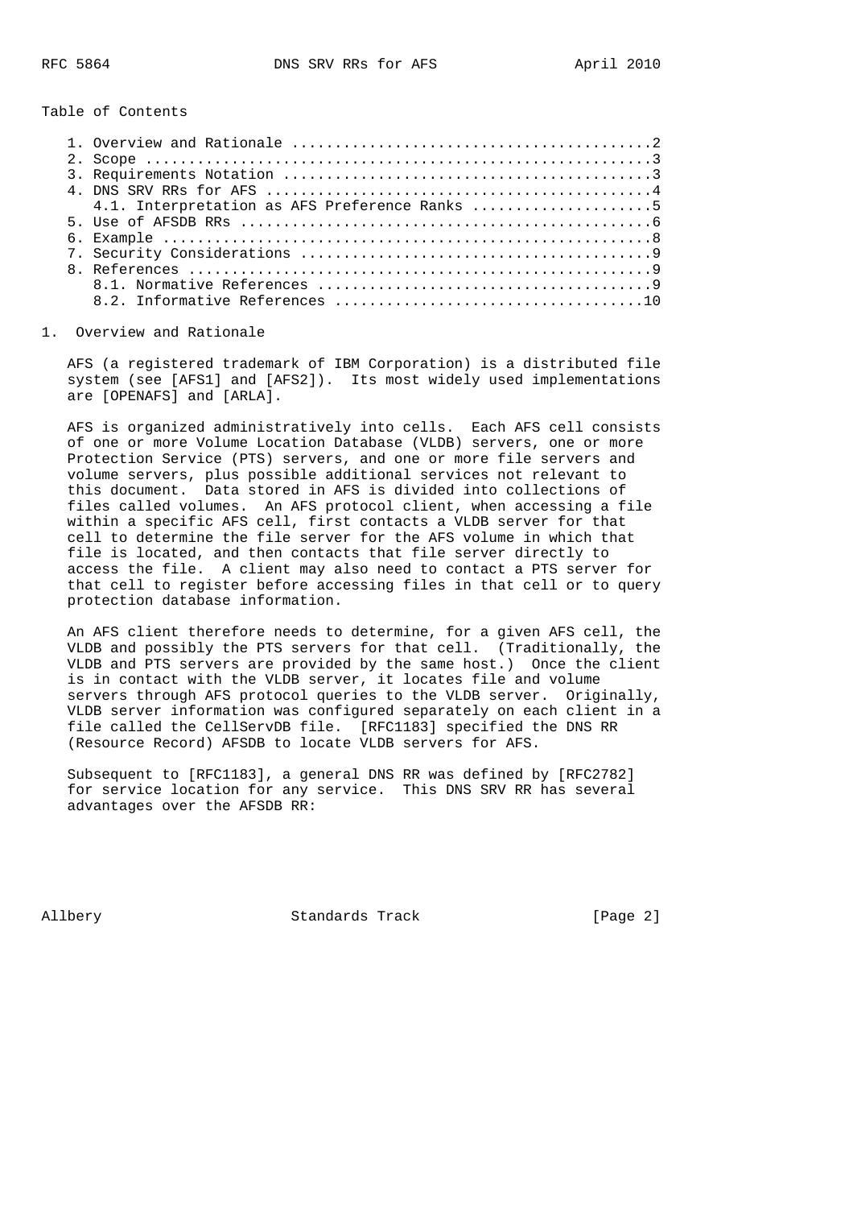Table of Contents

1. Overview and Rationale .........................................2
2. Scope ..........................................................3
3. Requirements Notation ..........................................3
4. DNS SRV RRs for AFS ............................................4
   4.1. Interpretation as AFS Preference Ranks ....................5
5. Use of AFSDB RRs ...............................................6
6. Example ........................................................8
7. Security Considerations ........................................9
8. References .....................................................9
   8.1. Normative References ......................................9
   8.2. Informative References ...................................10

## 1. Overview and Rationale

AFS (a registered trademark of IBM Corporation) is a distributed file system (see [AFS1] and [AFS2]). Its most widely used implementations are [OPENAFS] and [ARLA].

AFS is organized administratively into cells. Each AFS cell consists of one or more Volume Location Database (VLDB) servers, one or more Protection Service (PTS) servers, and one or more file servers and volume servers, plus possible additional services not relevant to this document. Data stored in AFS is divided into collections of files called volumes. An AFS protocol client, when accessing a file within a specific AFS cell, first contacts a VLDB server for that cell to determine the file server for the AFS volume in which that file is located, and then contacts that file server directly to access the file. A client may also need to contact a PTS server for that cell to register before accessing files in that cell or to query protection database information.

An AFS client therefore needs to determine, for a given AFS cell, the VLDB and possibly the PTS servers for that cell. (Traditionally, the VLDB and PTS servers are provided by the same host.) Once the client is in contact with the VLDB server, it locates file and volume servers through AFS protocol queries to the VLDB server. Originally, VLDB server information was configured separately on each client in a file called the CellServDB file. [RFC1183] specified the DNS RR (Resource Record) AFSDB to locate VLDB servers for AFS.

Subsequent to [RFC1183], a general DNS RR was defined by [RFC2782] for service location for any service. This DNS SRV RR has several advantages over the AFSDB RR: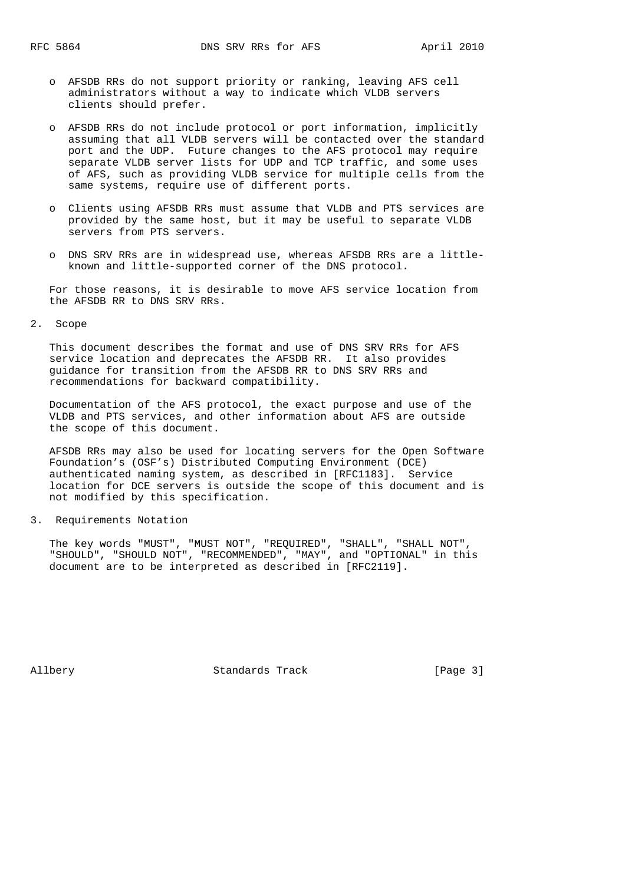- AFSDB RRs do not support priority or ranking, leaving AFS cell administrators without a way to indicate which VLDB servers clients should prefer.

- AFSDB RRs do not include protocol or port information, implicitly assuming that all VLDB servers will be contacted over the standard port and the UDP. Future changes to the AFS protocol may require separate VLDB server lists for UDP and TCP traffic, and some uses of AFS, such as providing VLDB service for multiple cells from the same systems, require use of different ports.

- Clients using AFSDB RRs must assume that VLDB and PTS services are provided by the same host, but it may be useful to separate VLDB servers from PTS servers.

- DNS SRV RRs are in widespread use, whereas AFSDB RRs are a little-known and little-supported corner of the DNS protocol.

For those reasons, it is desirable to move AFS service location from the AFSDB RR to DNS SRV RRs.

## 2. Scope

This document describes the format and use of DNS SRV RRs for AFS service location and deprecates the AFSDB RR. It also provides guidance for transition from the AFSDB RR to DNS SRV RRs and recommendations for backward compatibility.

Documentation of the AFS protocol, the exact purpose and use of the VLDB and PTS services, and other information about AFS are outside the scope of this document.

AFSDB RRs may also be used for locating servers for the Open Software Foundation's (OSF's) Distributed Computing Environment (DCE) authenticated naming system, as described in [RFC1183]. Service location for DCE servers is outside the scope of this document and is not modified by this specification.

## 3. Requirements Notation

The key words "MUST", "MUST NOT", "REQUIRED", "SHALL", "SHALL NOT", "SHOULD", "SHOULD NOT", "RECOMMENDED", "MAY", and "OPTIONAL" in this document are to be interpreted as described in [RFC2119].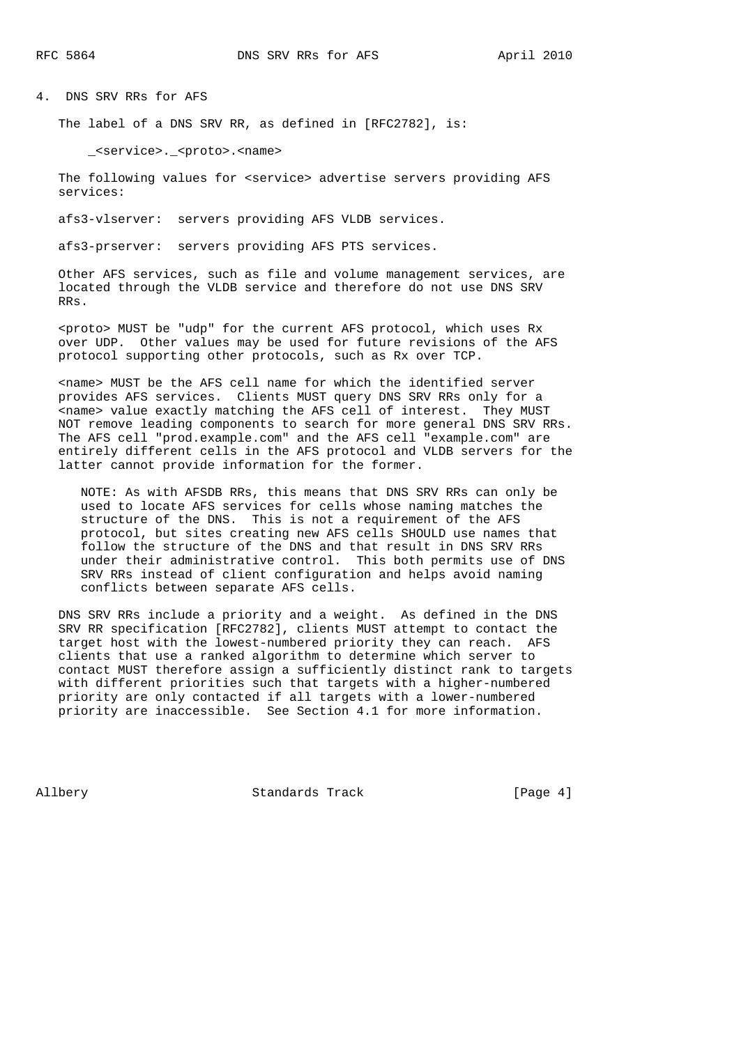## 4. DNS SRV RRs for AFS

The label of a DNS SRV RR, as defined in [RFC2782], is:

```
_<service>._<proto>.<name>
```

The following values for <service> advertise servers providing AFS services:

afs3-vlserver: servers providing AFS VLDB services.

afs3-prserver: servers providing AFS PTS services.

Other AFS services, such as file and volume management services, are located through the VLDB service and therefore do not use DNS SRV RRs.

<proto> MUST be "udp" for the current AFS protocol, which uses Rx over UDP. Other values may be used for future revisions of the AFS protocol supporting other protocols, such as Rx over TCP.

<name> MUST be the AFS cell name for which the identified server provides AFS services. Clients MUST query DNS SRV RRs only for a <name> value exactly matching the AFS cell of interest. They MUST NOT remove leading components to search for more general DNS SRV RRs. The AFS cell "prod.example.com" and the AFS cell "example.com" are entirely different cells in the AFS protocol and VLDB servers for the latter cannot provide information for the former.

> NOTE: As with AFSDB RRs, this means that DNS SRV RRs can only be used to locate AFS services for cells whose naming matches the structure of the DNS. This is not a requirement of the AFS protocol, but sites creating new AFS cells SHOULD use names that follow the structure of the DNS and that result in DNS SRV RRs under their administrative control. This both permits use of DNS SRV RRs instead of client configuration and helps avoid naming conflicts between separate AFS cells.

DNS SRV RRs include a priority and a weight. As defined in the DNS SRV RR specification [RFC2782], clients MUST attempt to contact the target host with the lowest-numbered priority they can reach. AFS clients that use a ranked algorithm to determine which server to contact MUST therefore assign a sufficiently distinct rank to targets with different priorities such that targets with a higher-numbered priority are only contacted if all targets with a lower-numbered priority are inaccessible. See Section 4.1 for more information.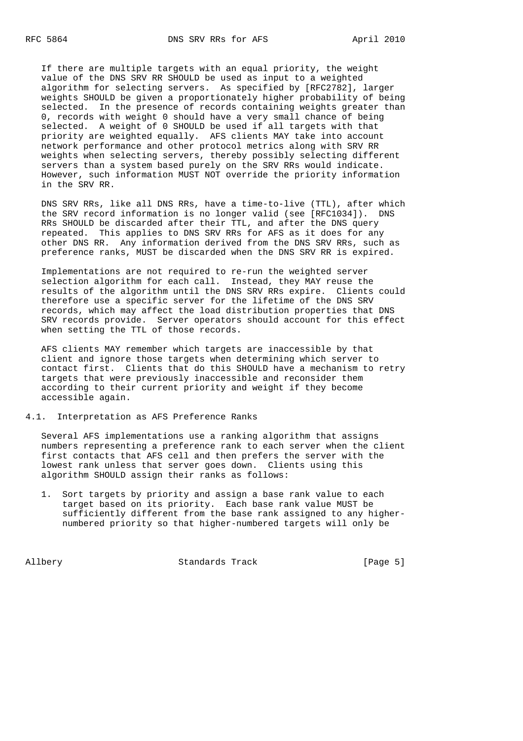If there are multiple targets with an equal priority, the weight value of the DNS SRV RR SHOULD be used as input to a weighted algorithm for selecting servers. As specified by [RFC2782], larger weights SHOULD be given a proportionately higher probability of being selected. In the presence of records containing weights greater than 0, records with weight 0 should have a very small chance of being selected. A weight of 0 SHOULD be used if all targets with that priority are weighted equally. AFS clients MAY take into account network performance and other protocol metrics along with SRV RR weights when selecting servers, thereby possibly selecting different servers than a system based purely on the SRV RRs would indicate. However, such information MUST NOT override the priority information in the SRV RR.

DNS SRV RRs, like all DNS RRs, have a time-to-live (TTL), after which the SRV record information is no longer valid (see [RFC1034]). DNS RRs SHOULD be discarded after their TTL, and after the DNS query repeated. This applies to DNS SRV RRs for AFS as it does for any other DNS RR. Any information derived from the DNS SRV RRs, such as preference ranks, MUST be discarded when the DNS SRV RR is expired.

Implementations are not required to re-run the weighted server selection algorithm for each call. Instead, they MAY reuse the results of the algorithm until the DNS SRV RRs expire. Clients could therefore use a specific server for the lifetime of the DNS SRV records, which may affect the load distribution properties that DNS SRV records provide. Server operators should account for this effect when setting the TTL of those records.

AFS clients MAY remember which targets are inaccessible by that client and ignore those targets when determining which server to contact first. Clients that do this SHOULD have a mechanism to retry targets that were previously inaccessible and reconsider them according to their current priority and weight if they become accessible again.

## 4.1. Interpretation as AFS Preference Ranks

Several AFS implementations use a ranking algorithm that assigns numbers representing a preference rank to each server when the client first contacts that AFS cell and then prefers the server with the lowest rank unless that server goes down. Clients using this algorithm SHOULD assign their ranks as follows:

1. Sort targets by priority and assign a base rank value to each target based on its priority. Each base rank value MUST be sufficiently different from the base rank assigned to any higher-numbered priority so that higher-numbered targets will only be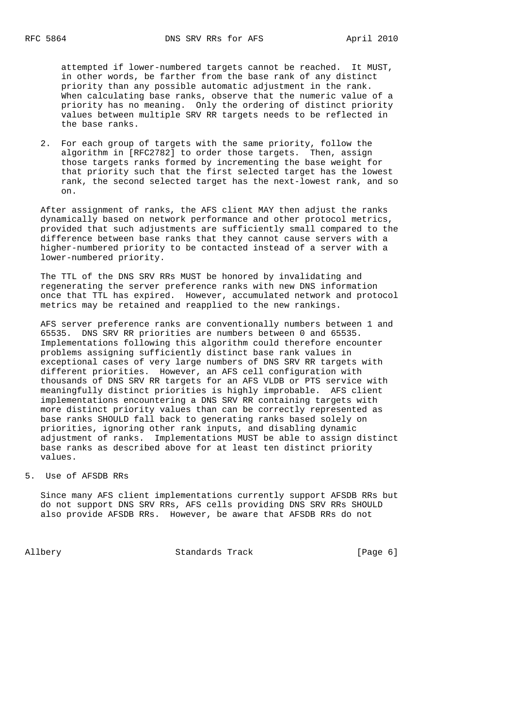attempted if lower-numbered targets cannot be reached. It MUST, in other words, be farther from the base rank of any distinct priority than any possible automatic adjustment in the rank. When calculating base ranks, observe that the numeric value of a priority has no meaning. Only the ordering of distinct priority values between multiple SRV RR targets needs to be reflected in the base ranks.

2. For each group of targets with the same priority, follow the algorithm in [RFC2782] to order those targets. Then, assign those targets ranks formed by incrementing the base weight for that priority such that the first selected target has the lowest rank, the second selected target has the next-lowest rank, and so on.

After assignment of ranks, the AFS client MAY then adjust the ranks dynamically based on network performance and other protocol metrics, provided that such adjustments are sufficiently small compared to the difference between base ranks that they cannot cause servers with a higher-numbered priority to be contacted instead of a server with a lower-numbered priority.

The TTL of the DNS SRV RRs MUST be honored by invalidating and regenerating the server preference ranks with new DNS information once that TTL has expired. However, accumulated network and protocol metrics may be retained and reapplied to the new rankings.

AFS server preference ranks are conventionally numbers between 1 and 65535. DNS SRV RR priorities are numbers between 0 and 65535. Implementations following this algorithm could therefore encounter problems assigning sufficiently distinct base rank values in exceptional cases of very large numbers of DNS SRV RR targets with different priorities. However, an AFS cell configuration with thousands of DNS SRV RR targets for an AFS VLDB or PTS service with meaningfully distinct priorities is highly improbable. AFS client implementations encountering a DNS SRV RR containing targets with more distinct priority values than can be correctly represented as base ranks SHOULD fall back to generating ranks based solely on priorities, ignoring other rank inputs, and disabling dynamic adjustment of ranks. Implementations MUST be able to assign distinct base ranks as described above for at least ten distinct priority values.

## 5. Use of AFSDB RRs

Since many AFS client implementations currently support AFSDB RRs but do not support DNS SRV RRs, AFS cells providing DNS SRV RRs SHOULD also provide AFSDB RRs. However, be aware that AFSDB RRs do not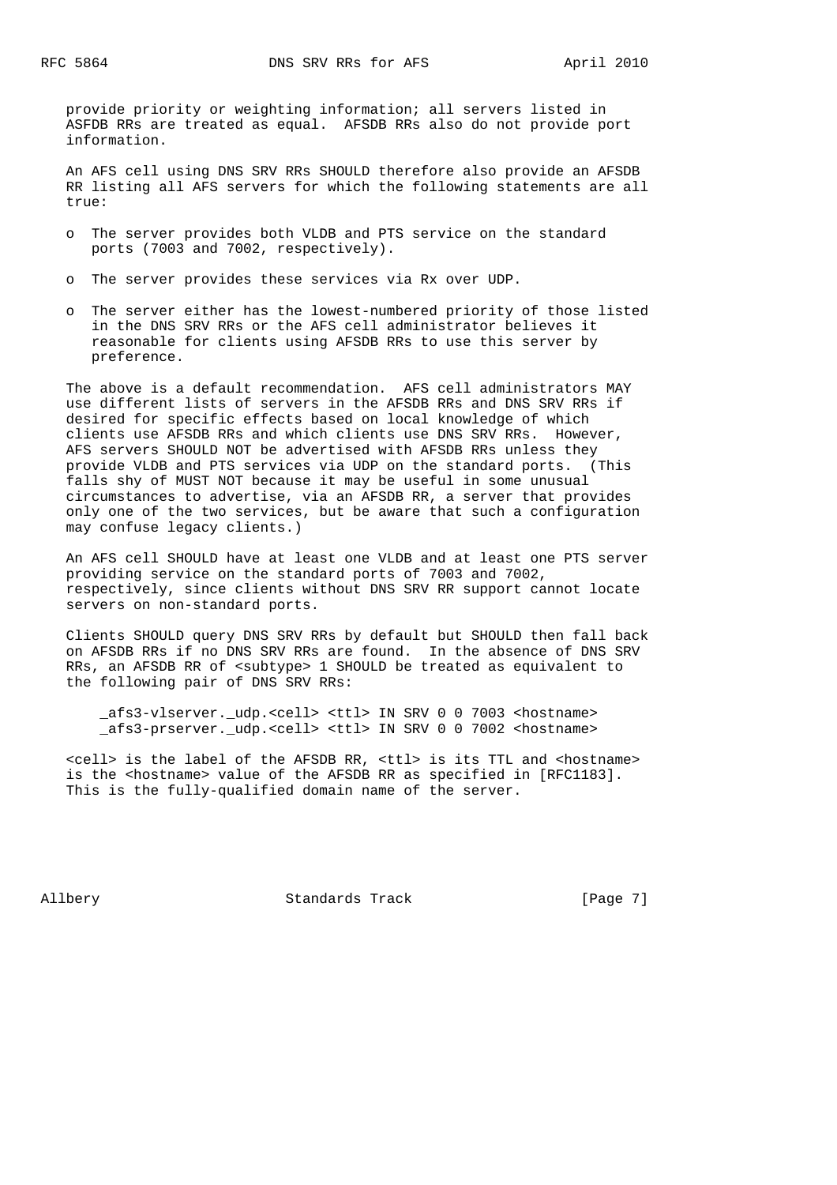provide priority or weighting information; all servers listed in ASFDB RRs are treated as equal. AFSDB RRs also do not provide port information.

An AFS cell using DNS SRV RRs SHOULD therefore also provide an AFSDB RR listing all AFS servers for which the following statements are all true:

- The server provides both VLDB and PTS service on the standard ports (7003 and 7002, respectively).
- The server provides these services via Rx over UDP.
- The server either has the lowest-numbered priority of those listed in the DNS SRV RRs or the AFS cell administrator believes it reasonable for clients using AFSDB RRs to use this server by preference.

The above is a default recommendation. AFS cell administrators MAY use different lists of servers in the AFSDB RRs and DNS SRV RRs if desired for specific effects based on local knowledge of which clients use AFSDB RRs and which clients use DNS SRV RRs. However, AFS servers SHOULD NOT be advertised with AFSDB RRs unless they provide VLDB and PTS services via UDP on the standard ports. (This falls shy of MUST NOT because it may be useful in some unusual circumstances to advertise, via an AFSDB RR, a server that provides only one of the two services, but be aware that such a configuration may confuse legacy clients.)

An AFS cell SHOULD have at least one VLDB and at least one PTS server providing service on the standard ports of 7003 and 7002, respectively, since clients without DNS SRV RR support cannot locate servers on non-standard ports.

Clients SHOULD query DNS SRV RRs by default but SHOULD then fall back on AFSDB RRs if no DNS SRV RRs are found. In the absence of DNS SRV RRs, an AFSDB RR of <subtype> 1 SHOULD be treated as equivalent to the following pair of DNS SRV RRs:

```
_afs3-vlserver._udp.<cell> <ttl> IN SRV 0 0 7003 <hostname>
_afs3-prserver._udp.<cell> <ttl> IN SRV 0 0 7002 <hostname>
```

<cell> is the label of the AFSDB RR, <ttl> is its TTL and <hostname> is the <hostname> value of the AFSDB RR as specified in [RFC1183]. This is the fully-qualified domain name of the server.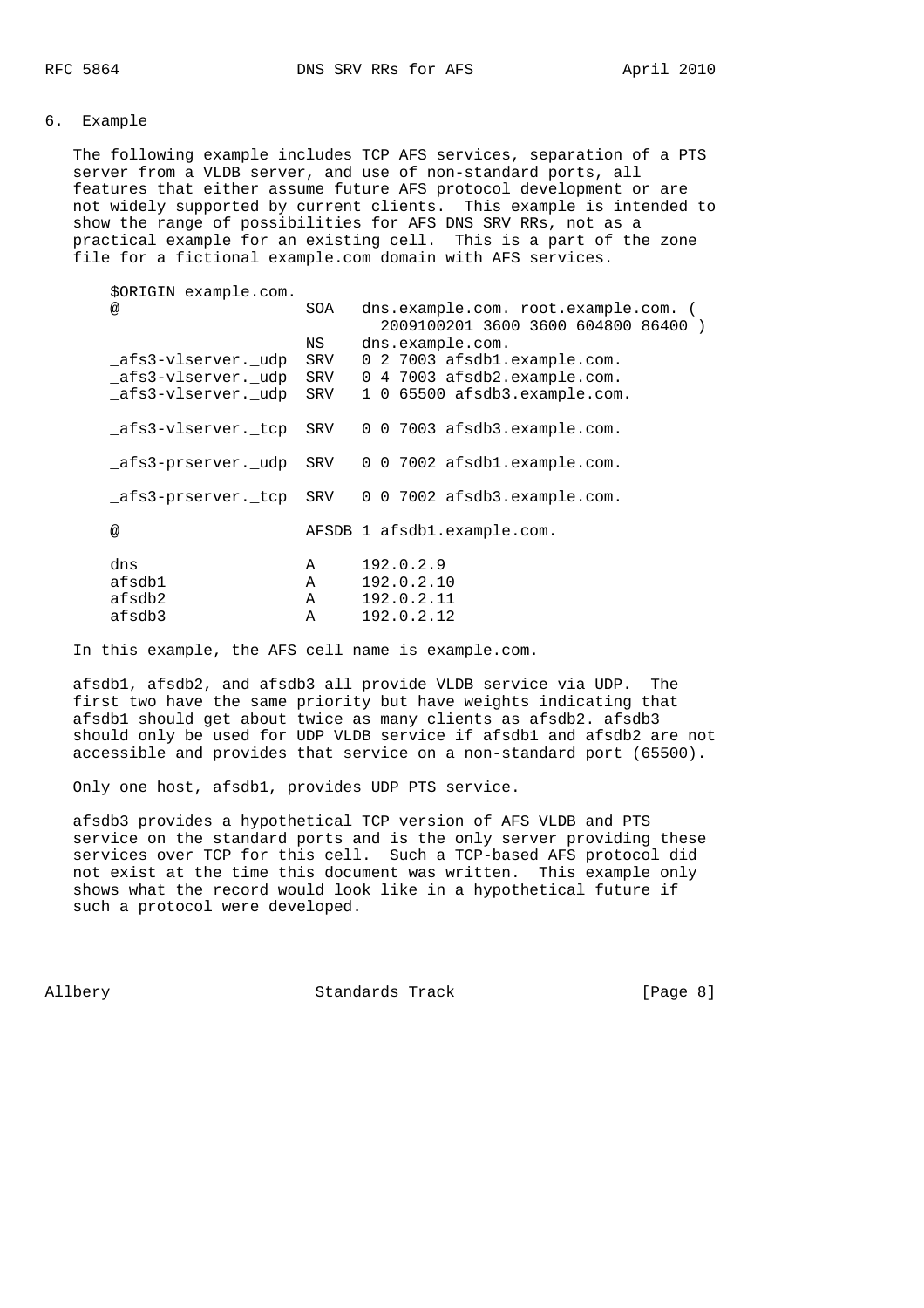## 6. Example

The following example includes TCP AFS services, separation of a PTS server from a VLDB server, and use of non-standard ports, all features that either assume future AFS protocol development or are not widely supported by current clients. This example is intended to show the range of possibilities for AFS DNS SRV RRs, not as a practical example for an existing cell. This is a part of the zone file for a fictional example.com domain with AFS services.

```
$ORIGIN example.com.
@                   SOA   dns.example.com. root.example.com. (
                            2009100201 3600 3600 604800 86400 )
                    NS    dns.example.com.
_afs3-vlserver._udp  SRV   0 2 7003 afsdb1.example.com.
_afs3-vlserver._udp  SRV   0 4 7003 afsdb2.example.com.
_afs3-vlserver._udp  SRV   1 0 65500 afsdb3.example.com.

_afs3-vlserver._tcp  SRV   0 0 7003 afsdb3.example.com.

_afs3-prserver._udp  SRV   0 0 7002 afsdb1.example.com.

_afs3-prserver._tcp  SRV   0 0 7002 afsdb3.example.com.

@                    AFSDB 1 afsdb1.example.com.

dns                  A     192.0.2.9
afsdb1               A     192.0.2.10
afsdb2               A     192.0.2.11
afsdb3               A     192.0.2.12
```

In this example, the AFS cell name is example.com.

afsdb1, afsdb2, and afsdb3 all provide VLDB service via UDP. The first two have the same priority but have weights indicating that afsdb1 should get about twice as many clients as afsdb2. afsdb3 should only be used for UDP VLDB service if afsdb1 and afsdb2 are not accessible and provides that service on a non-standard port (65500).

Only one host, afsdb1, provides UDP PTS service.

afsdb3 provides a hypothetical TCP version of AFS VLDB and PTS service on the standard ports and is the only server providing these services over TCP for this cell. Such a TCP-based AFS protocol did not exist at the time this document was written. This example only shows what the record would look like in a hypothetical future if such a protocol were developed.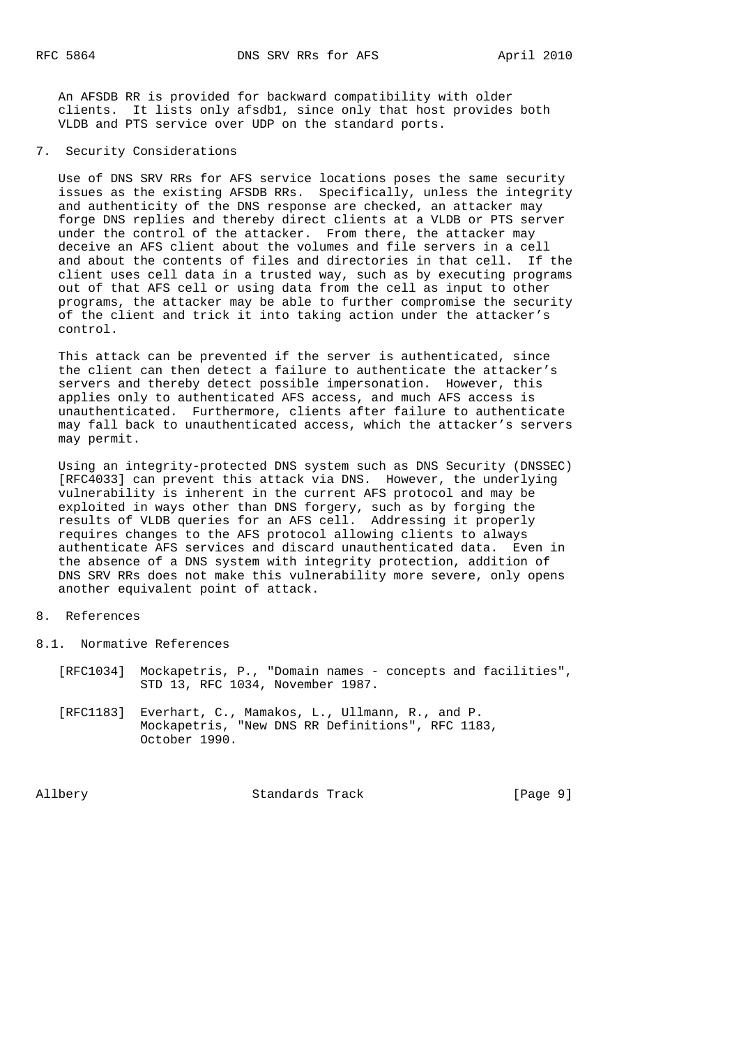An AFSDB RR is provided for backward compatibility with older clients. It lists only afsdb1, since only that host provides both VLDB and PTS service over UDP on the standard ports.

## 7. Security Considerations

Use of DNS SRV RRs for AFS service locations poses the same security issues as the existing AFSDB RRs. Specifically, unless the integrity and authenticity of the DNS response are checked, an attacker may forge DNS replies and thereby direct clients at a VLDB or PTS server under the control of the attacker. From there, the attacker may deceive an AFS client about the volumes and file servers in a cell and about the contents of files and directories in that cell. If the client uses cell data in a trusted way, such as by executing programs out of that AFS cell or using data from the cell as input to other programs, the attacker may be able to further compromise the security of the client and trick it into taking action under the attacker's control.

This attack can be prevented if the server is authenticated, since the client can then detect a failure to authenticate the attacker's servers and thereby detect possible impersonation. However, this applies only to authenticated AFS access, and much AFS access is unauthenticated. Furthermore, clients after failure to authenticate may fall back to unauthenticated access, which the attacker's servers may permit.

Using an integrity-protected DNS system such as DNS Security (DNSSEC) [RFC4033] can prevent this attack via DNS. However, the underlying vulnerability is inherent in the current AFS protocol and may be exploited in ways other than DNS forgery, such as by forging the results of VLDB queries for an AFS cell. Addressing it properly requires changes to the AFS protocol allowing clients to always authenticate AFS services and discard unauthenticated data. Even in the absence of a DNS system with integrity protection, addition of DNS SRV RRs does not make this vulnerability more severe, only opens another equivalent point of attack.

## 8. References

### 8.1. Normative References

[RFC1034] Mockapetris, P., "Domain names - concepts and facilities", STD 13, RFC 1034, November 1987.

[RFC1183] Everhart, C., Mamakos, L., Ullmann, R., and P. Mockapetris, "New DNS RR Definitions", RFC 1183, October 1990.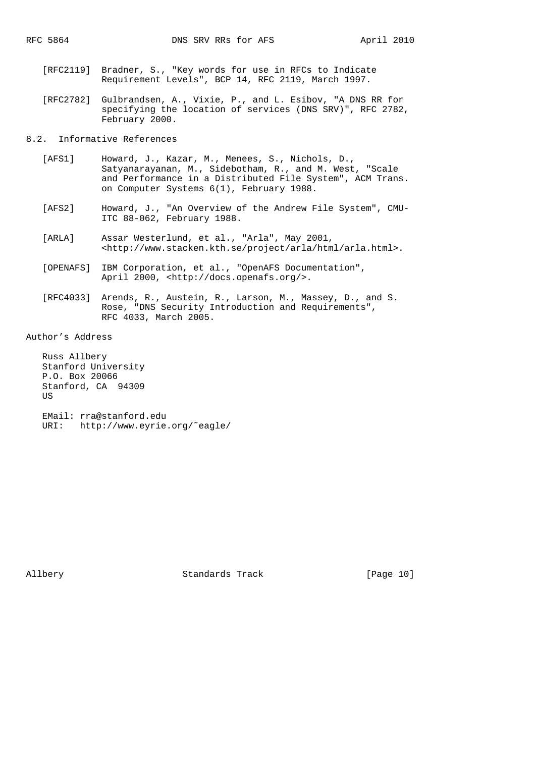[RFC2119] Bradner, S., "Key words for use in RFCs to Indicate Requirement Levels", BCP 14, RFC 2119, March 1997.

[RFC2782] Gulbrandsen, A., Vixie, P., and L. Esibov, "A DNS RR for specifying the location of services (DNS SRV)", RFC 2782, February 2000.

## 8.2. Informative References

[AFS1] Howard, J., Kazar, M., Menees, S., Nichols, D., Satyanarayanan, M., Sidebotham, R., and M. West, "Scale and Performance in a Distributed File System", ACM Trans. on Computer Systems 6(1), February 1988.

[AFS2] Howard, J., "An Overview of the Andrew File System", CMU-ITC 88-062, February 1988.

[ARLA] Assar Westerlund, et al., "Arla", May 2001, <http://www.stacken.kth.se/project/arla/html/arla.html>.

[OPENAFS] IBM Corporation, et al., "OpenAFS Documentation", April 2000, <http://docs.openafs.org/>.

[RFC4033] Arends, R., Austein, R., Larson, M., Massey, D., and S. Rose, "DNS Security Introduction and Requirements", RFC 4033, March 2005.

## Author's Address

Russ Allbery
Stanford University
P.O. Box 20066
Stanford, CA 94309
US

EMail: rra@stanford.edu
URI: http://www.eyrie.org/~eagle/